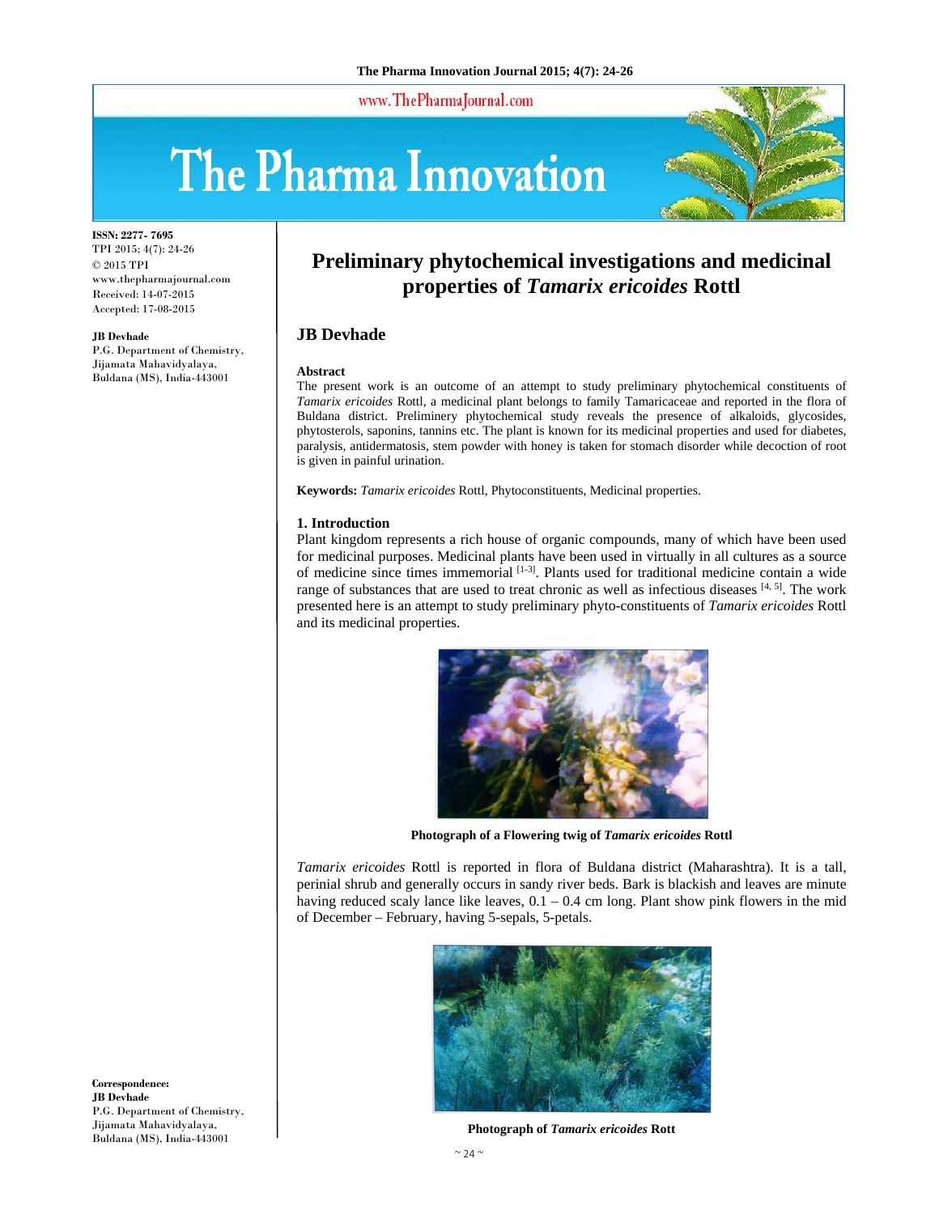# Preliminary phytochemical investigations and medicinal properties of *Tamarix ericoides* Rottl

## JB Devhade

ISSN: 2277- 7695
TPI 2015; 4(7): 24-26
© 2015 TPI
www.thepharmajournal.com
Received: 14-07-2015
Accepted: 17-08-2015

**JB Devhade**
P.G. Department of Chemistry, Jijamata Mahavidyalaya, Buldana (MS), India-443001

**Correspondence:**
**JB Devhade**
P.G. Department of Chemistry, Jijamata Mahavidyalaya, Buldana (MS), India-443001

### Abstract

The present work is an outcome of an attempt to study preliminary phytochemical constituents of *Tamarix ericoides* Rottl, a medicinal plant belongs to family Tamaricaceae and reported in the flora of Buldana district. Preliminery phytochemical study reveals the presence of alkaloids, glycosides, phytosterols, saponins, tannins etc. The plant is known for its medicinal properties and used for diabetes, paralysis, antidermatosis, stem powder with honey is taken for stomach disorder while decoction of root is given in painful urination.

**Keywords:** *Tamarix ericoides* Rottl, Phytoconstituents, Medicinal properties.

### 1. Introduction

Plant kingdom represents a rich house of organic compounds, many of which have been used for medicinal purposes. Medicinal plants have been used in virtually in all cultures as a source of medicine since times immemorial [1-3]. Plants used for traditional medicine contain a wide range of substances that are used to treat chronic as well as infectious diseases [4, 5]. The work presented here is an attempt to study preliminary phyto-constituents of *Tamarix ericoides* Rottl and its medicinal properties.

**Photograph of a Flowering twig of *Tamarix ericoides* Rottl**

*Tamarix ericoides* Rottl is reported in flora of Buldana district (Maharashtra). It is a tall, perinial shrub and generally occurs in sandy river beds. Bark is blackish and leaves are minute having reduced scaly lance like leaves, 0.1 – 0.4 cm long. Plant show pink flowers in the mid of December – February, having 5-sepals, 5-petals.

**Photograph of *Tamarix ericoides* Rott**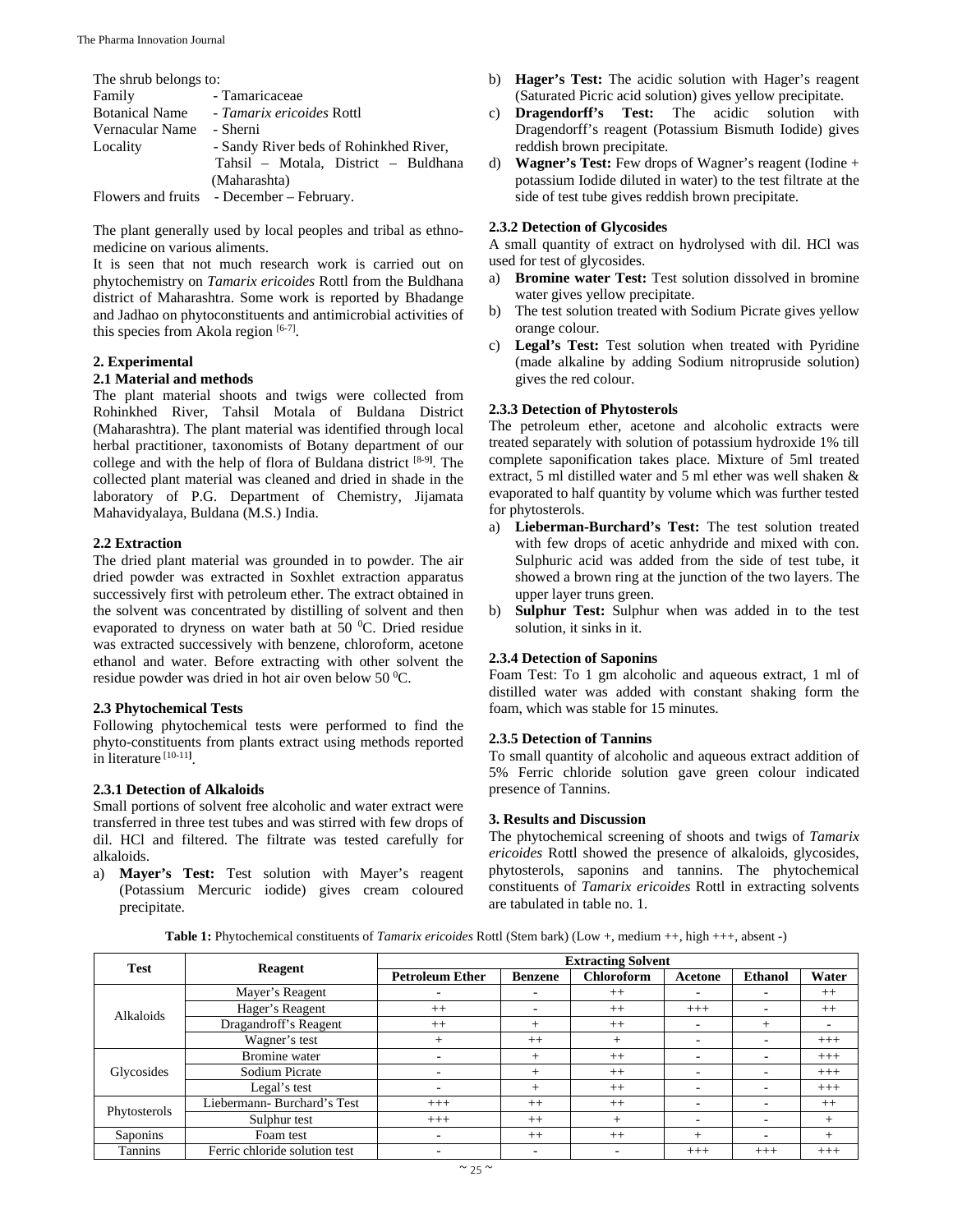The shrub belongs to:

| | |
|---|---|
| Family | - Tamaricaceae |
| Botanical Name | - *Tamarix ericoides* Rottl |
| Vernacular Name | - Sherni |
| Locality | - Sandy River beds of Rohinkhed River, Tahsil – Motala, District – Buldhana (Maharashta) |
| Flowers and fruits | - December – February. |

The plant generally used by local peoples and tribal as ethno-medicine on various aliments.

It is seen that not much research work is carried out on phytochemistry on *Tamarix ericoides* Rottl from the Buldhana district of Maharashtra. Some work is reported by Bhadange and Jadhao on phytoconstituents and antimicrobial activities of this species from Akola region [6-7].

## 2. Experimental

### 2.1 Material and methods

The plant material shoots and twigs were collected from Rohinkhed River, Tahsil Motala of Buldana District (Maharashtra). The plant material was identified through local herbal practitioner, taxonomists of Botany department of our college and with the help of flora of Buldana district [8-9]. The collected plant material was cleaned and dried in shade in the laboratory of P.G. Department of Chemistry, Jijamata Mahavidyalaya, Buldana (M.S.) India.

### 2.2 Extraction

The dried plant material was grounded in to powder. The air dried powder was extracted in Soxhlet extraction apparatus successively first with petroleum ether. The extract obtained in the solvent was concentrated by distilling of solvent and then evaporated to dryness on water bath at 50 $^0$C. Dried residue was extracted successively with benzene, chloroform, acetone ethanol and water. Before extracting with other solvent the residue powder was dried in hot air oven below 50 $^0$C.

### 2.3 Phytochemical Tests

Following phytochemical tests were performed to find the phyto-constituents from plants extract using methods reported in literature [10-11].

#### 2.3.1 Detection of Alkaloids

Small portions of solvent free alcoholic and water extract were transferred in three test tubes and was stirred with few drops of dil. HCl and filtered. The filtrate was tested carefully for alkaloids.

a) **Mayer's Test:** Test solution with Mayer's reagent (Potassium Mercuric iodide) gives cream coloured precipitate.
b) **Hager's Test:** The acidic solution with Hager's reagent (Saturated Picric acid solution) gives yellow precipitate.
c) **Dragendorff's Test:** The acidic solution with Dragendorff's reagent (Potassium Bismuth Iodide) gives reddish brown precipitate.
d) **Wagner's Test:** Few drops of Wagner's reagent (Iodine + potassium Iodide diluted in water) to the test filtrate at the side of test tube gives reddish brown precipitate.

#### 2.3.2 Detection of Glycosides

A small quantity of extract on hydrolysed with dil. HCl was used for test of glycosides.

a) **Bromine water Test:** Test solution dissolved in bromine water gives yellow precipitate.
b) The test solution treated with Sodium Picrate gives yellow orange colour.
c) **Legal's Test:** Test solution when treated with Pyridine (made alkaline by adding Sodium nitropruside solution) gives the red colour.

#### 2.3.3 Detection of Phytosterols

The petroleum ether, acetone and alcoholic extracts were treated separately with solution of potassium hydroxide 1% till complete saponification takes place. Mixture of 5ml treated extract, 5 ml distilled water and 5 ml ether was well shaken & evaporated to half quantity by volume which was further tested for phytosterols.

a) **Lieberman-Burchard's Test:** The test solution treated with few drops of acetic anhydride and mixed with con. Sulphuric acid was added from the side of test tube, it showed a brown ring at the junction of the two layers. The upper layer truns green.
b) **Sulphur Test:** Sulphur when was added in to the test solution, it sinks in it.

#### 2.3.4 Detection of Saponins

Foam Test: To 1 gm alcoholic and aqueous extract, 1 ml of distilled water was added with constant shaking form the foam, which was stable for 15 minutes.

#### 2.3.5 Detection of Tannins

To small quantity of alcoholic and aqueous extract addition of 5% Ferric chloride solution gave green colour indicated presence of Tannins.

## 3. Results and Discussion

The phytochemical screening of shoots and twigs of *Tamarix ericoides* Rottl showed the presence of alkaloids, glycosides, phytosterols, saponins and tannins. The phytochemical constituents of *Tamarix ericoides* Rottl in extracting solvents are tabulated in table no. 1.

**Table 1:** Phytochemical constituents of *Tamarix ericoides* Rottl (Stem bark) (Low +, medium ++, high +++, absent -)

| Test | Reagent | Extracting Solvent | | | | | |
|---|---|---|---|---|---|---|---|
| | | Petroleum Ether | Benzene | Chloroform | Acetone | Ethanol | Water |
| Alkaloids | Mayer's Reagent | - | - | ++ | - | - | ++ |
| | Hager's Reagent | ++ | - | ++ | +++ | - | ++ |
| | Dragandroff's Reagent | ++ | + | ++ | - | + | - |
| | Wagner's test | + | ++ | + | - | - | +++ |
| Glycosides | Bromine water | - | + | ++ | - | - | +++ |
| | Sodium Picrate | - | + | ++ | - | - | +++ |
| | Legal's test | - | + | ++ | - | - | +++ |
| Phytosterols | Liebermann- Burchard's Test | +++ | ++ | ++ | - | - | ++ |
| | Sulphur test | +++ | ++ | + | - | - | + |
| Saponins | Foam test | - | ++ | ++ | + | - | + |
| Tannins | Ferric chloride solution test | - | - | - | +++ | +++ | +++ |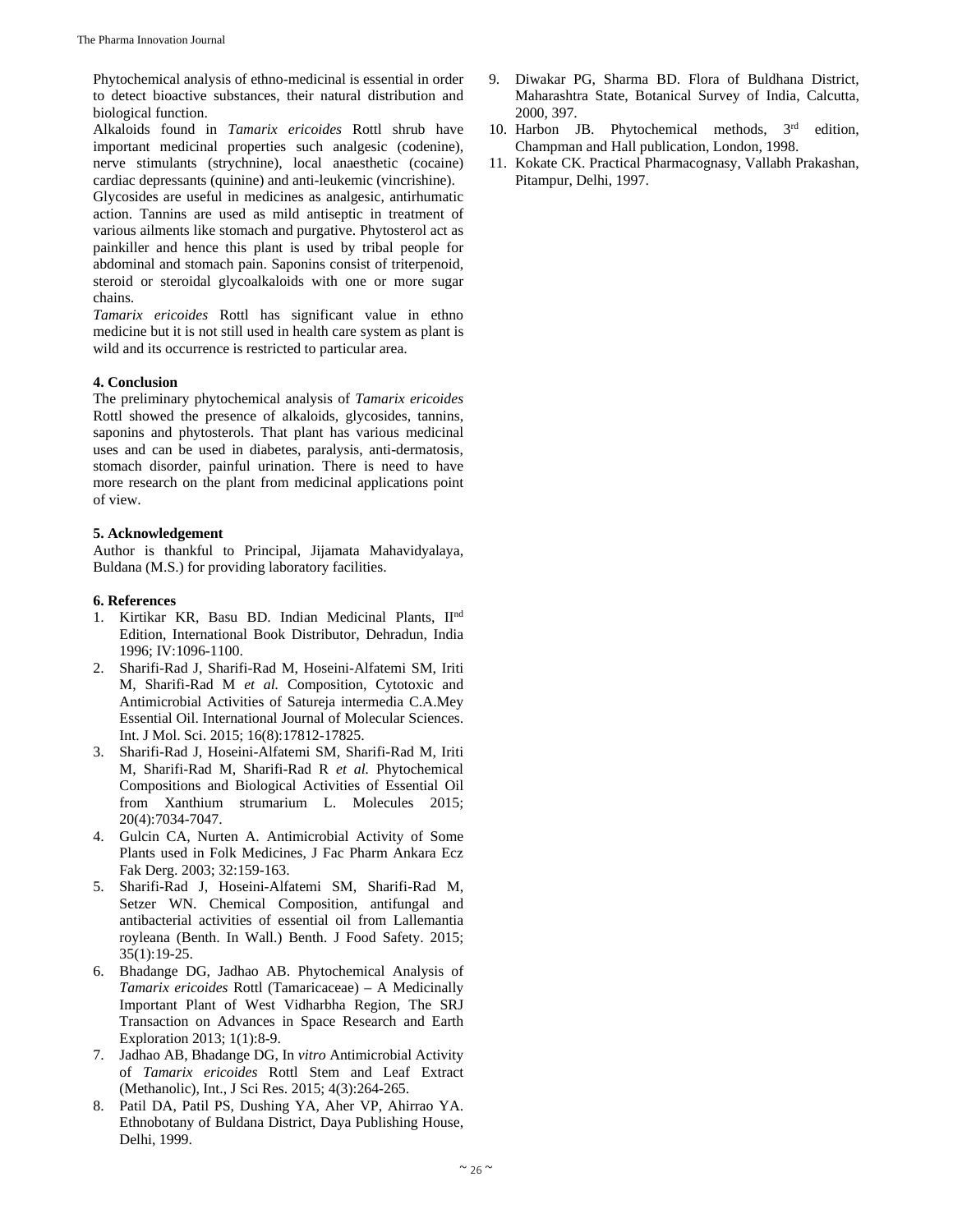Phytochemical analysis of ethno-medicinal is essential in order to detect bioactive substances, their natural distribution and biological function.

Alkaloids found in *Tamarix ericoides* Rottl shrub have important medicinal properties such analgesic (codenine), nerve stimulants (strychnine), local anaesthetic (cocaine) cardiac depressants (quinine) and anti-leukemic (vincrishine).

Glycosides are useful in medicines as analgesic, antirhumatic action. Tannins are used as mild antiseptic in treatment of various ailments like stomach and purgative. Phytosterol act as painkiller and hence this plant is used by tribal people for abdominal and stomach pain. Saponins consist of triterpenoid, steroid or steroidal glycoalkaloids with one or more sugar chains.

*Tamarix ericoides* Rottl has significant value in ethno medicine but it is not still used in health care system as plant is wild and its occurrence is restricted to particular area.

## 4. Conclusion

The preliminary phytochemical analysis of *Tamarix ericoides* Rottl showed the presence of alkaloids, glycosides, tannins, saponins and phytosterols. That plant has various medicinal uses and can be used in diabetes, paralysis, anti-dermatosis, stomach disorder, painful urination. There is need to have more research on the plant from medicinal applications point of view.

## 5. Acknowledgement

Author is thankful to Principal, Jijamata Mahavidyalaya, Buldana (M.S.) for providing laboratory facilities.

## 6. References

1. Kirtikar KR, Basu BD. Indian Medicinal Plants, IInd Edition, International Book Distributor, Dehradun, India 1996; IV:1096-1100.
2. Sharifi-Rad J, Sharifi-Rad M, Hoseini-Alfatemi SM, Iriti M, Sharifi-Rad M *et al.* Composition, Cytotoxic and Antimicrobial Activities of Satureja intermedia C.A.Mey Essential Oil. International Journal of Molecular Sciences. Int. J Mol. Sci. 2015; 16(8):17812-17825.
3. Sharifi-Rad J, Hoseini-Alfatemi SM, Sharifi-Rad M, Iriti M, Sharifi-Rad M, Sharifi-Rad R *et al.* Phytochemical Compositions and Biological Activities of Essential Oil from Xanthium strumarium L. Molecules 2015; 20(4):7034-7047.
4. Gulcin CA, Nurten A. Antimicrobial Activity of Some Plants used in Folk Medicines, J Fac Pharm Ankara Ecz Fak Derg. 2003; 32:159-163.
5. Sharifi-Rad J, Hoseini-Alfatemi SM, Sharifi-Rad M, Setzer WN. Chemical Composition, antifungal and antibacterial activities of essential oil from Lallemantia royleana (Benth. In Wall.) Benth. J Food Safety. 2015; 35(1):19-25.
6. Bhadange DG, Jadhao AB. Phytochemical Analysis of *Tamarix ericoides* Rottl (Tamaricaceae) – A Medicinally Important Plant of West Vidharbha Region, The SRJ Transaction on Advances in Space Research and Earth Exploration 2013; 1(1):8-9.
7. Jadhao AB, Bhadange DG, In *vitro* Antimicrobial Activity of *Tamarix ericoides* Rottl Stem and Leaf Extract (Methanolic), Int., J Sci Res. 2015; 4(3):264-265.
8. Patil DA, Patil PS, Dushing YA, Aher VP, Ahirrao YA. Ethnobotany of Buldana District, Daya Publishing House, Delhi, 1999.
9. Diwakar PG, Sharma BD. Flora of Buldhana District, Maharashtra State, Botanical Survey of India, Calcutta, 2000, 397.
10. Harbon JB. Phytochemical methods, 3rd edition, Champman and Hall publication, London, 1998.
11. Kokate CK. Practical Pharmacognasy, Vallabh Prakashan, Pitampur, Delhi, 1997.